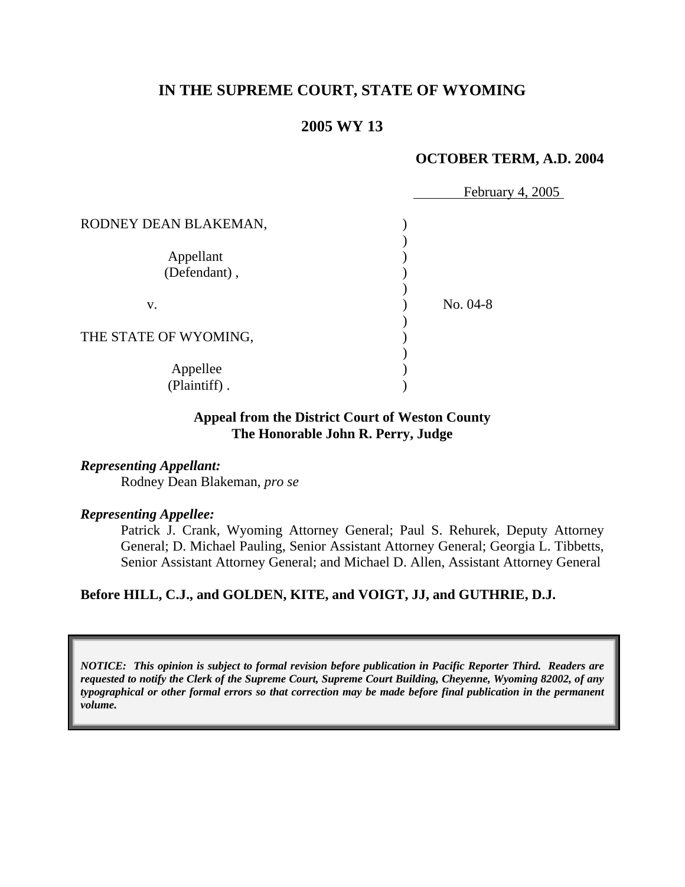# IN THE SUPREME COURT, STATE OF WYOMING

## 2005 WY 13

**OCTOBER TERM, A.D. 2004**

February 4, 2005

| | | |
|---|---|---|
| RODNEY DEAN BLAKEMAN, | ) | |
| | ) | |
| Appellant | ) | |
| (Defendant) , | ) | |
| | ) | |
| v. | ) | No. 04-8 |
| | ) | |
| THE STATE OF WYOMING, | ) | |
| | ) | |
| Appellee | ) | |
| (Plaintiff) . | ) | |

**Appeal from the District Court of Weston County**
**The Honorable John R. Perry, Judge**

***Representing Appellant:***
Rodney Dean Blakeman, *pro se*

***Representing Appellee:***
Patrick J. Crank, Wyoming Attorney General; Paul S. Rehurek, Deputy Attorney General; D. Michael Pauling, Senior Assistant Attorney General; Georgia L. Tibbetts, Senior Assistant Attorney General; and Michael D. Allen, Assistant Attorney General

**Before HILL, C.J., and GOLDEN, KITE, and VOIGT, JJ, and GUTHRIE, D.J.**

***NOTICE: This opinion is subject to formal revision before publication in Pacific Reporter Third. Readers are requested to notify the Clerk of the Supreme Court, Supreme Court Building, Cheyenne, Wyoming 82002, of any typographical or other formal errors so that correction may be made before final publication in the permanent volume.***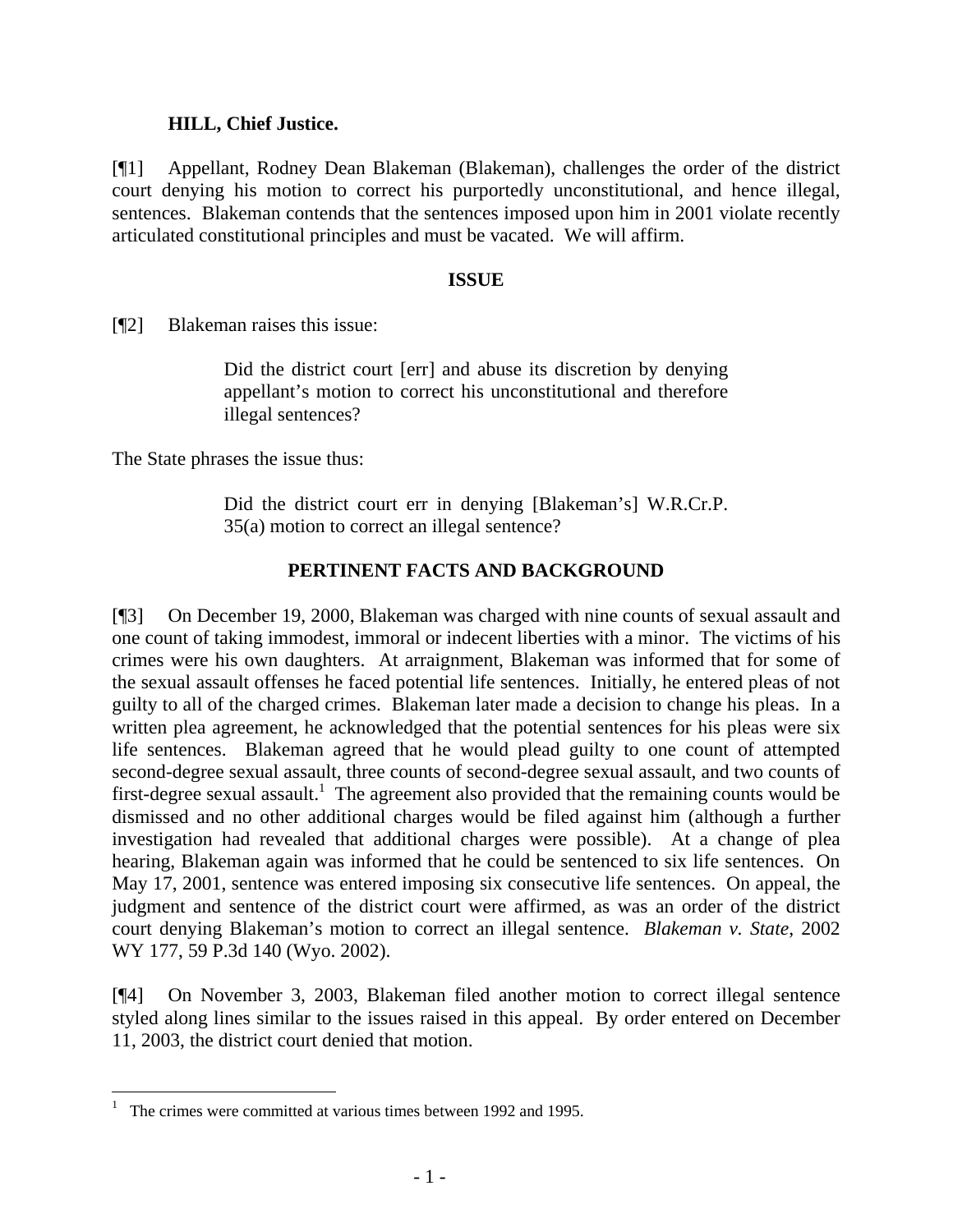**HILL, Chief Justice.**

[¶1] Appellant, Rodney Dean Blakeman (Blakeman), challenges the order of the district court denying his motion to correct his purportedly unconstitutional, and hence illegal, sentences. Blakeman contends that the sentences imposed upon him in 2001 violate recently articulated constitutional principles and must be vacated. We will affirm.

## ISSUE

[¶2] Blakeman raises this issue:

> Did the district court [err] and abuse its discretion by denying appellant's motion to correct his unconstitutional and therefore illegal sentences?

The State phrases the issue thus:

> Did the district court err in denying [Blakeman's] W.R.Cr.P. 35(a) motion to correct an illegal sentence?

## PERTINENT FACTS AND BACKGROUND

[¶3] On December 19, 2000, Blakeman was charged with nine counts of sexual assault and one count of taking immodest, immoral or indecent liberties with a minor. The victims of his crimes were his own daughters. At arraignment, Blakeman was informed that for some of the sexual assault offenses he faced potential life sentences. Initially, he entered pleas of not guilty to all of the charged crimes. Blakeman later made a decision to change his pleas. In a written plea agreement, he acknowledged that the potential sentences for his pleas were six life sentences. Blakeman agreed that he would plead guilty to one count of attempted second-degree sexual assault, three counts of second-degree sexual assault, and two counts of first-degree sexual assault.[1] The agreement also provided that the remaining counts would be dismissed and no other additional charges would be filed against him (although a further investigation had revealed that additional charges were possible). At a change of plea hearing, Blakeman again was informed that he could be sentenced to six life sentences. On May 17, 2001, sentence was entered imposing six consecutive life sentences. On appeal, the judgment and sentence of the district court were affirmed, as was an order of the district court denying Blakeman's motion to correct an illegal sentence. *Blakeman v. State*, 2002 WY 177, 59 P.3d 140 (Wyo. 2002).

[¶4] On November 3, 2003, Blakeman filed another motion to correct illegal sentence styled along lines similar to the issues raised in this appeal. By order entered on December 11, 2003, the district court denied that motion.

---

[1] The crimes were committed at various times between 1992 and 1995.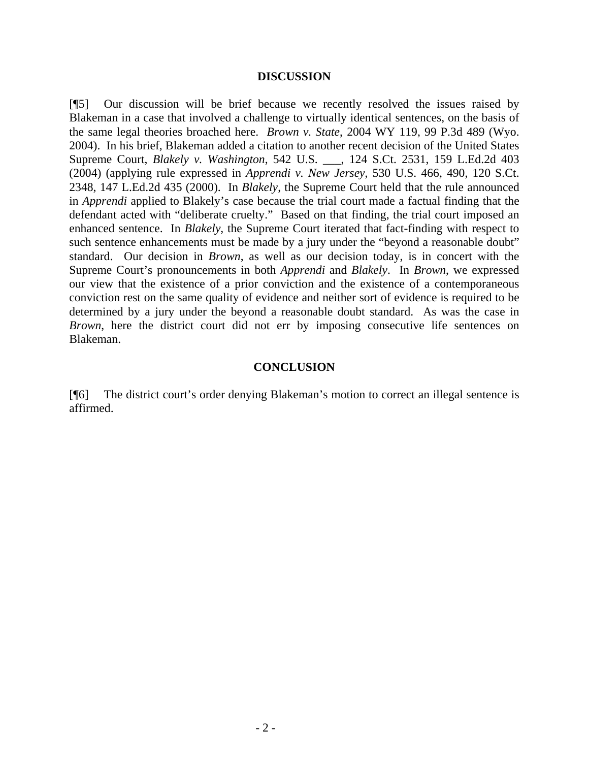## DISCUSSION

[¶5] Our discussion will be brief because we recently resolved the issues raised by Blakeman in a case that involved a challenge to virtually identical sentences, on the basis of the same legal theories broached here. *Brown v. State*, 2004 WY 119, 99 P.3d 489 (Wyo. 2004). In his brief, Blakeman added a citation to another recent decision of the United States Supreme Court, *Blakely v. Washington*, 542 U.S. ___, 124 S.Ct. 2531, 159 L.Ed.2d 403 (2004) (applying rule expressed in *Apprendi v. New Jersey*, 530 U.S. 466, 490, 120 S.Ct. 2348, 147 L.Ed.2d 435 (2000). In *Blakely*, the Supreme Court held that the rule announced in *Apprendi* applied to Blakely's case because the trial court made a factual finding that the defendant acted with "deliberate cruelty." Based on that finding, the trial court imposed an enhanced sentence. In *Blakely*, the Supreme Court iterated that fact-finding with respect to such sentence enhancements must be made by a jury under the "beyond a reasonable doubt" standard. Our decision in *Brown*, as well as our decision today, is in concert with the Supreme Court's pronouncements in both *Apprendi* and *Blakely*. In *Brown*, we expressed our view that the existence of a prior conviction and the existence of a contemporaneous conviction rest on the same quality of evidence and neither sort of evidence is required to be determined by a jury under the beyond a reasonable doubt standard. As was the case in *Brown*, here the district court did not err by imposing consecutive life sentences on Blakeman.

## CONCLUSION

[¶6] The district court's order denying Blakeman's motion to correct an illegal sentence is affirmed.